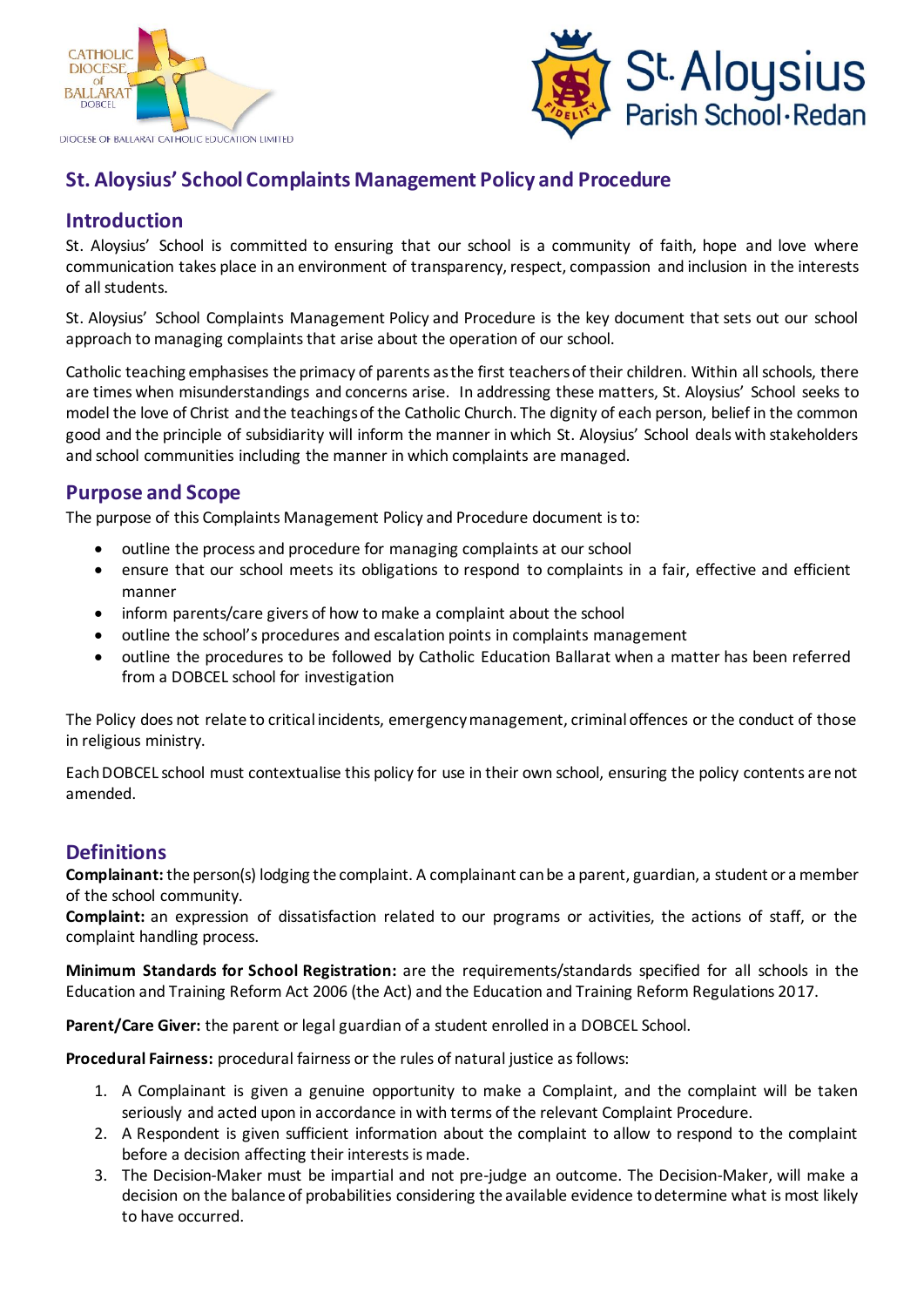# St. Aloysius' School Complaints Management Policy and Procedure

## Introduction

St. Aloysius' School is committed to ensuring that our school is a community of faith, hope and love where communication takes place in an environment of transparency, respect, compassion and inclusion in the interests of all students.

St. Aloysius' School Complaints Management Policy and Procedure is the key document that sets out our school approach to managing complaints that arise about the operation of our school.

Catholic teaching emphasises the primacy of parents as the first teachers of their children. Within all schools, there are times when misunderstandings and concerns arise. In addressing these matters, St. Aloysius' School seeks to model the love of Christ and the teachings of the Catholic Church. The dignity of each person, belief in the common good and the principle of subsidiarity will inform the manner in which St. Aloysius' School deals with stakeholders and school communities including the manner in which complaints are managed.

## Purpose and Scope

The purpose of this Complaints Management Policy and Procedure document is to:

- outline the process and procedure for managing complaints at our school
- ensure that our school meets its obligations to respond to complaints in a fair, effective and efficient manner
- inform parents/care givers of how to make a complaint about the school
- outline the school's procedures and escalation points in complaints management
- outline the procedures to be followed by Catholic Education Ballarat when a matter has been referred from a DOBCEL school for investigation

The Policy does not relate to critical incidents, emergency management, criminal offences or the conduct of those in religious ministry.

Each DOBCEL school must contextualise this policy for use in their own school, ensuring the policy contents are not amended.

## Definitions

**Complainant:** the person(s) lodging the complaint. A complainant can be a parent, guardian, a student or a member of the school community.

**Complaint:** an expression of dissatisfaction related to our programs or activities, the actions of staff, or the complaint handling process.

**Minimum Standards for School Registration:** are the requirements/standards specified for all schools in the Education and Training Reform Act 2006 (the Act) and the Education and Training Reform Regulations 2017.

**Parent/Care Giver:** the parent or legal guardian of a student enrolled in a DOBCEL School.

**Procedural Fairness:** procedural fairness or the rules of natural justice as follows:

1. A Complainant is given a genuine opportunity to make a Complaint, and the complaint will be taken seriously and acted upon in accordance in with terms of the relevant Complaint Procedure.
2. A Respondent is given sufficient information about the complaint to allow to respond to the complaint before a decision affecting their interests is made.
3. The Decision-Maker must be impartial and not pre-judge an outcome. The Decision-Maker, will make a decision on the balance of probabilities considering the available evidence to determine what is most likely to have occurred.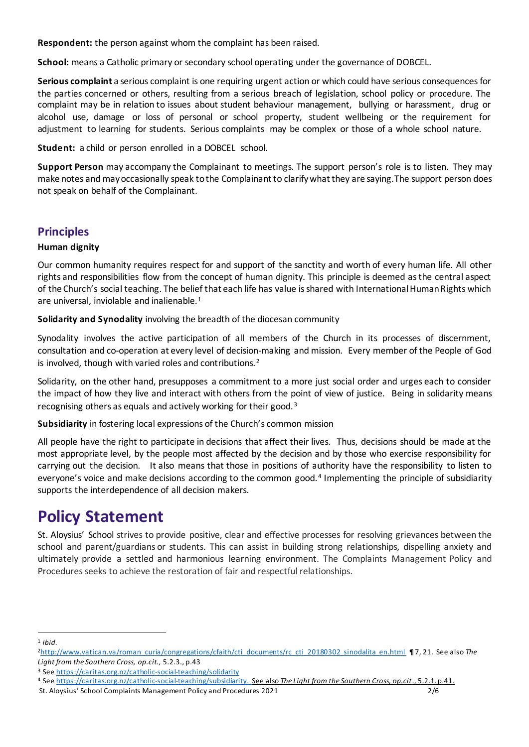**Respondent:** the person against whom the complaint has been raised.

**School:** means a Catholic primary or secondary school operating under the governance of DOBCEL.

**Serious complaint** a serious complaint is one requiring urgent action or which could have serious consequences for the parties concerned or others, resulting from a serious breach of legislation, school policy or procedure. The complaint may be in relation to issues about student behaviour management, bullying or harassment, drug or alcohol use, damage or loss of personal or school property, student wellbeing or the requirement for adjustment to learning for students. Serious complaints may be complex or those of a whole school nature.

**Student:** a child or person enrolled in a DOBCEL school.

**Support Person** may accompany the Complainant to meetings. The support person's role is to listen. They may make notes and may occasionally speak to the Complainant to clarify what they are saying. The support person does not speak on behalf of the Complainant.

## Principles

**Human dignity**

Our common humanity requires respect for and support of the sanctity and worth of every human life. All other rights and responsibilities flow from the concept of human dignity. This principle is deemed as the central aspect of the Church's social teaching. The belief that each life has value is shared with International Human Rights which are universal, inviolable and inalienable.[1]

**Solidarity and Synodality** involving the breadth of the diocesan community

Synodality involves the active participation of all members of the Church in its processes of discernment, consultation and co-operation at every level of decision-making and mission. Every member of the People of God is involved, though with varied roles and contributions.[2]

Solidarity, on the other hand, presupposes a commitment to a more just social order and urges each to consider the impact of how they live and interact with others from the point of view of justice. Being in solidarity means recognising others as equals and actively working for their good.[3]

**Subsidiarity** in fostering local expressions of the Church's common mission

All people have the right to participate in decisions that affect their lives. Thus, decisions should be made at the most appropriate level, by the people most affected by the decision and by those who exercise responsibility for carrying out the decision. It also means that those in positions of authority have the responsibility to listen to everyone's voice and make decisions according to the common good.[4] Implementing the principle of subsidiarity supports the interdependence of all decision makers.

# Policy Statement

St. Aloysius' School strives to provide positive, clear and effective processes for resolving grievances between the school and parent/guardians or students. This can assist in building strong relationships, dispelling anxiety and ultimately provide a settled and harmonious learning environment. The Complaints Management Policy and Procedures seeks to achieve the restoration of fair and respectful relationships.

---

[1] *ibid.*

[2] http://www.vatican.va/roman_curia/congregations/cfaith/cti_documents/rc_cti_20180302_sinodalita_en.html ¶7, 21. See also *The Light from the Southern Cross, op.cit.,* 5.2.3., p.43

[3] See https://caritas.org.nz/catholic-social-teaching/solidarity

[4] See https://caritas.org.nz/catholic-social-teaching/subsidiarity. See also *The Light from the Southern Cross, op.cit*., 5.2.1. p.41.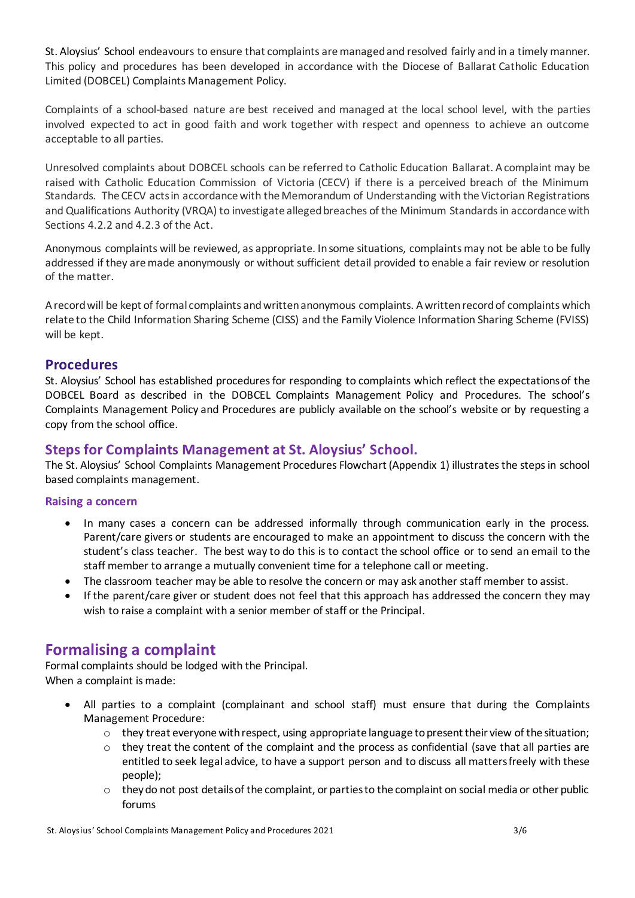St. Aloysius' School endeavours to ensure that complaints are managed and resolved fairly and in a timely manner. This policy and procedures has been developed in accordance with the Diocese of Ballarat Catholic Education Limited (DOBCEL) Complaints Management Policy.

Complaints of a school-based nature are best received and managed at the local school level, with the parties involved expected to act in good faith and work together with respect and openness to achieve an outcome acceptable to all parties.

Unresolved complaints about DOBCEL schools can be referred to Catholic Education Ballarat. A complaint may be raised with Catholic Education Commission of Victoria (CECV) if there is a perceived breach of the Minimum Standards. The CECV acts in accordance with the Memorandum of Understanding with the Victorian Registrations and Qualifications Authority (VRQA) to investigate alleged breaches of the Minimum Standards in accordance with Sections 4.2.2 and 4.2.3 of the Act.

Anonymous complaints will be reviewed, as appropriate. In some situations, complaints may not be able to be fully addressed if they are made anonymously or without sufficient detail provided to enable a fair review or resolution of the matter.

A record will be kept of formal complaints and written anonymous complaints. A written record of complaints which relate to the Child Information Sharing Scheme (CISS) and the Family Violence Information Sharing Scheme (FVISS) will be kept.

## Procedures

St. Aloysius' School has established procedures for responding to complaints which reflect the expectations of the DOBCEL Board as described in the DOBCEL Complaints Management Policy and Procedures. The school's Complaints Management Policy and Procedures are publicly available on the school's website or by requesting a copy from the school office.

## Steps for Complaints Management at St. Aloysius' School.

The St. Aloysius' School Complaints Management Procedures Flowchart (Appendix 1) illustrates the steps in school based complaints management.

### Raising a concern

- In many cases a concern can be addressed informally through communication early in the process. Parent/care givers or students are encouraged to make an appointment to discuss the concern with the student's class teacher. The best way to do this is to contact the school office or to send an email to the staff member to arrange a mutually convenient time for a telephone call or meeting.
- The classroom teacher may be able to resolve the concern or may ask another staff member to assist.
- If the parent/care giver or student does not feel that this approach has addressed the concern they may wish to raise a complaint with a senior member of staff or the Principal.

# Formalising a complaint

Formal complaints should be lodged with the Principal.
When a complaint is made:

- All parties to a complaint (complainant and school staff) must ensure that during the Complaints Management Procedure:
  - they treat everyone with respect, using appropriate language to present their view of the situation;
  - they treat the content of the complaint and the process as confidential (save that all parties are entitled to seek legal advice, to have a support person and to discuss all matters freely with these people);
  - they do not post details of the complaint, or parties to the complaint on social media or other public forums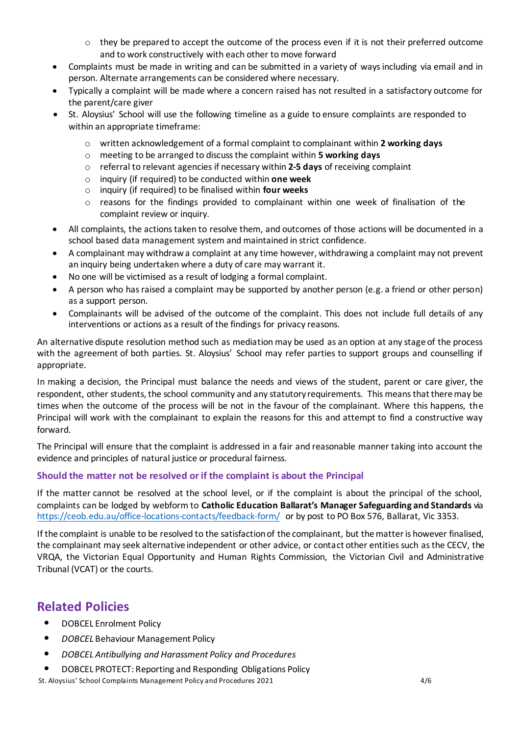- they be prepared to accept the outcome of the process even if it is not their preferred outcome and to work constructively with each other to move forward
- Complaints must be made in writing and can be submitted in a variety of ways including via email and in person. Alternate arrangements can be considered where necessary.
- Typically a complaint will be made where a concern raised has not resulted in a satisfactory outcome for the parent/care giver
- St. Aloysius' School will use the following timeline as a guide to ensure complaints are responded to within an appropriate timeframe:
    - written acknowledgement of a formal complaint to complainant within **2 working days**
    - meeting to be arranged to discuss the complaint within **5 working days**
    - referral to relevant agencies if necessary within **2-5 days** of receiving complaint
    - inquiry (if required) to be conducted within **one week**
    - inquiry (if required) to be finalised within **four weeks**
    - reasons for the findings provided to complainant within one week of finalisation of the complaint review or inquiry.
- All complaints, the actions taken to resolve them, and outcomes of those actions will be documented in a school based data management system and maintained in strict confidence.
- A complainant may withdraw a complaint at any time however, withdrawing a complaint may not prevent an inquiry being undertaken where a duty of care may warrant it.
- No one will be victimised as a result of lodging a formal complaint.
- A person who has raised a complaint may be supported by another person (e.g. a friend or other person) as a support person.
- Complainants will be advised of the outcome of the complaint. This does not include full details of any interventions or actions as a result of the findings for privacy reasons.

An alternative dispute resolution method such as mediation may be used as an option at any stage of the process with the agreement of both parties. St. Aloysius' School may refer parties to support groups and counselling if appropriate.

In making a decision, the Principal must balance the needs and views of the student, parent or care giver, the respondent, other students, the school community and any statutory requirements. This means that there may be times when the outcome of the process will be not in the favour of the complainant. Where this happens, the Principal will work with the complainant to explain the reasons for this and attempt to find a constructive way forward.

The Principal will ensure that the complaint is addressed in a fair and reasonable manner taking into account the evidence and principles of natural justice or procedural fairness.

### Should the matter not be resolved or if the complaint is about the Principal

If the matter cannot be resolved at the school level, or if the complaint is about the principal of the school, complaints can be lodged by webform to **Catholic Education Ballarat's Manager Safeguarding and Standards** via https://ceob.edu.au/office-locations-contacts/feedback-form/ or by post to PO Box 576, Ballarat, Vic 3353.

If the complaint is unable to be resolved to the satisfaction of the complainant, but the matter is however finalised, the complainant may seek alternative independent or other advice, or contact other entities such as the CECV, the VRQA, the Victorian Equal Opportunity and Human Rights Commission, the Victorian Civil and Administrative Tribunal (VCAT) or the courts.

## Related Policies

- DOBCEL Enrolment Policy
- *DOBCEL* Behaviour Management Policy
- *DOBCEL Antibullying and Harassment Policy and Procedures*
- DOBCEL PROTECT: Reporting and Responding Obligations Policy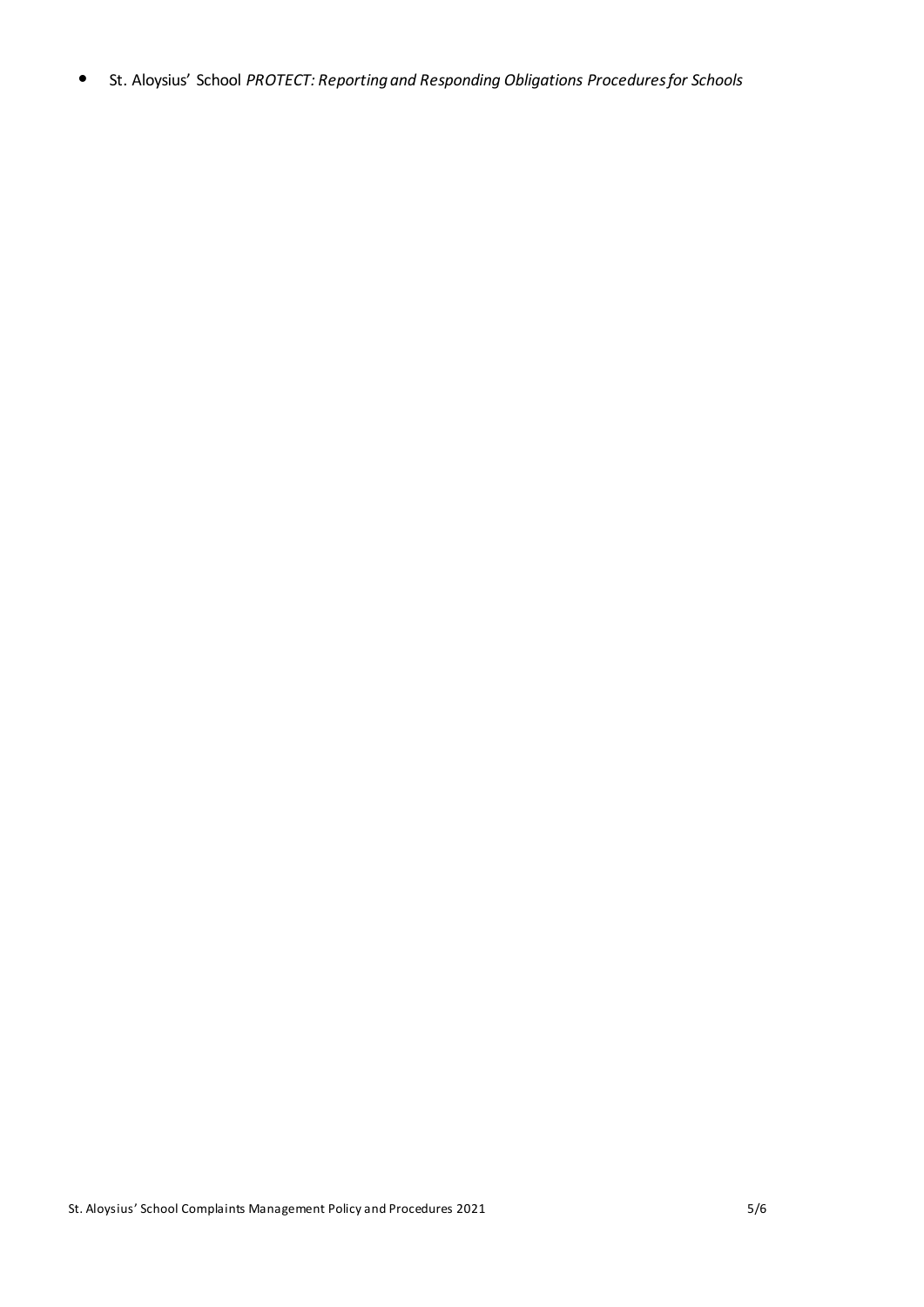- St. Aloysius' School *PROTECT: Reporting and Responding Obligations Procedures for Schools*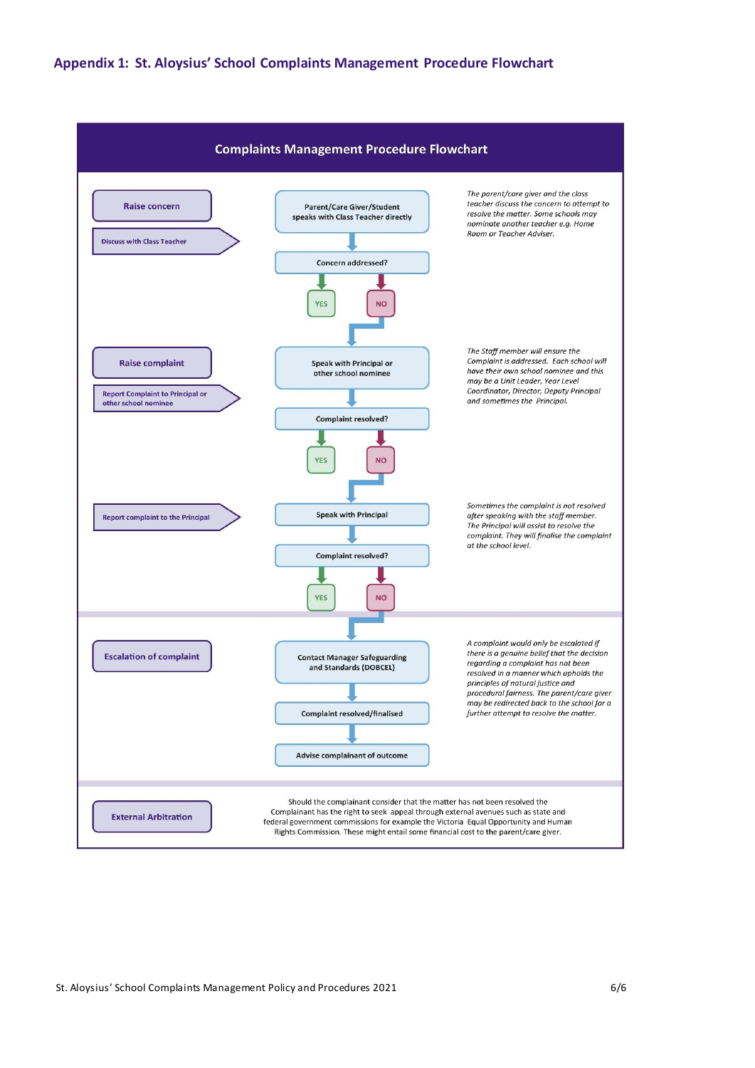## Appendix 1: St. Aloysius' School Complaints Management Procedure Flowchart

### Complaints Management Procedure Flowchart

**Raise concern**

Discuss with Class Teacher

Parent/Care Giver/Student speaks with Class Teacher directly

Concern addressed?

YES

NO

*The parent/care giver and the class teacher discuss the concern to attempt to resolve the matter. Some schools may nominate another teacher e.g. Home Room or Teacher Adviser.*

**Raise complaint**

Report Complaint to Principal or other school nominee

Speak with Principal or other school nominee

Complaint resolved?

YES

NO

*The Staff member will ensure the Complaint is addressed. Each school will have their own school nominee and this may be a Unit Leader, Year Level Coordinator, Director, Deputy Principal and sometimes the Principal.*

Report complaint to the Principal

Speak with Principal

Complaint resolved?

YES

NO

*Sometimes the complaint is not resolved after speaking with the staff member. The Principal will assist to resolve the complaint. They will finalise the complaint at the school level.*

**Escalation of complaint**

Contact Manager Safeguarding and Standards (DOBCEL)

Complaint resolved/finalised

Advise complainant of outcome

*A complaint would only be escalated if there is a genuine belief that the decision regarding a complaint has not been resolved in a manner which upholds the principles of natural justice and procedural fairness. The parent/care giver may be redirected back to the school for a further attempt to resolve the matter.*

**External Arbitration**

Should the complainant consider that the matter has not been resolved the Complainant has the right to seek appeal through external avenues such as state and federal government commissions for example the Victoria Equal Opportunity and Human Rights Commission. These might entail some financial cost to the parent/care giver.